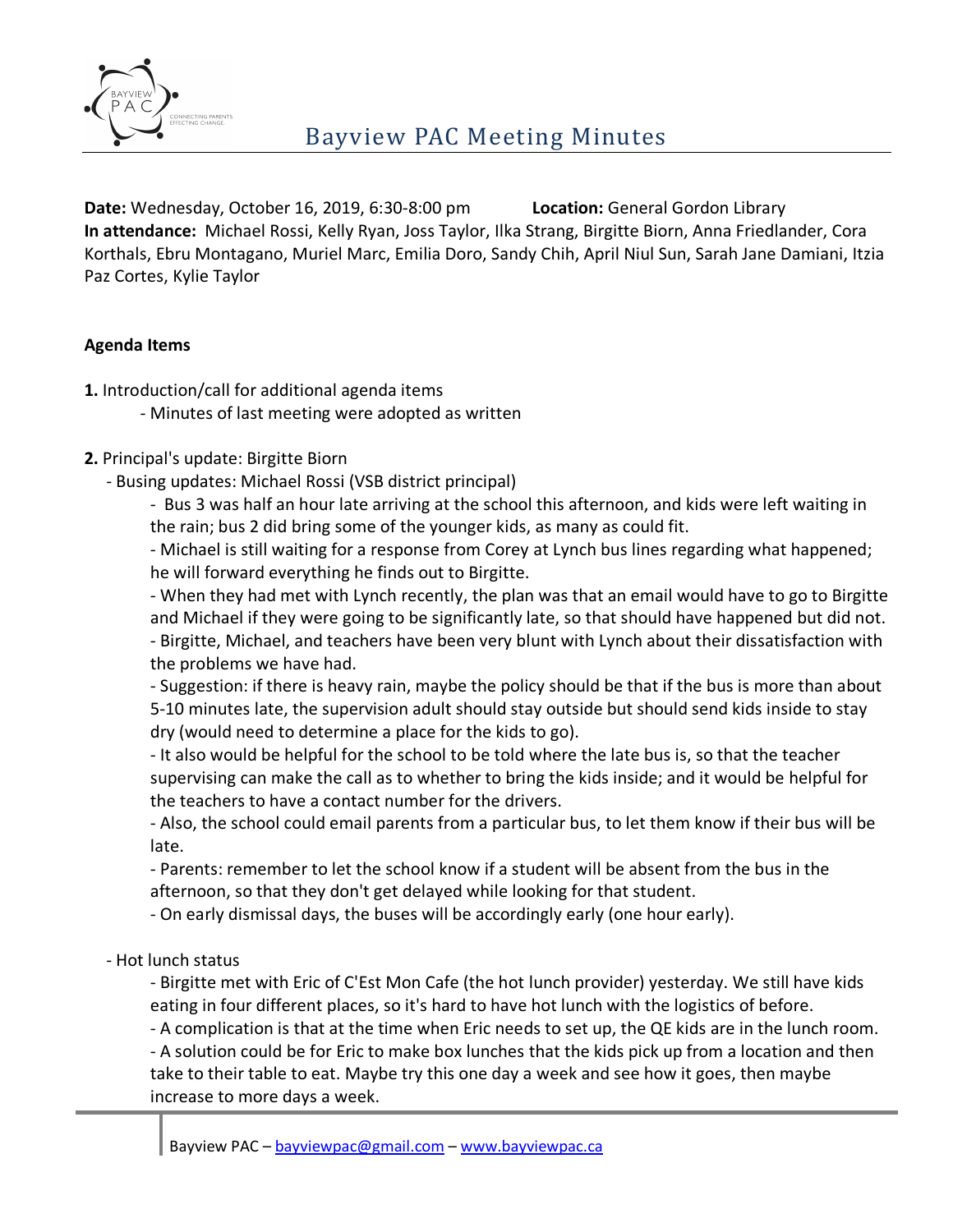# Bayview PAC Meeting Minutes

**Date:** Wednesday, October 16, 2019, 6:30-8:00 pm **Location:** General Gordon Library

**In attendance:** Michael Rossi, Kelly Ryan, Joss Taylor, Ilka Strang, Birgitte Biorn, Anna Friedlander, Cora Korthals, Ebru Montagano, Muriel Marc, Emilia Doro, Sandy Chih, April Niul Sun, Sarah Jane Damiani, Itzia Paz Cortes, Kylie Taylor

**Agenda Items**

**1.** Introduction/call for additional agenda items

- Minutes of last meeting were adopted as written

**2.** Principal's update: Birgitte Biorn

- Busing updates: Michael Rossi (VSB district principal)
  - Bus 3 was half an hour late arriving at the school this afternoon, and kids were left waiting in the rain; bus 2 did bring some of the younger kids, as many as could fit.
  - Michael is still waiting for a response from Corey at Lynch bus lines regarding what happened; he will forward everything he finds out to Birgitte.
  - When they had met with Lynch recently, the plan was that an email would have to go to Birgitte and Michael if they were going to be significantly late, so that should have happened but did not.
  - Birgitte, Michael, and teachers have been very blunt with Lynch about their dissatisfaction with the problems we have had.
  - Suggestion: if there is heavy rain, maybe the policy should be that if the bus is more than about 5-10 minutes late, the supervision adult should stay outside but should send kids inside to stay dry (would need to determine a place for the kids to go).
  - It also would be helpful for the school to be told where the late bus is, so that the teacher supervising can make the call as to whether to bring the kids inside; and it would be helpful for the teachers to have a contact number for the drivers.
  - Also, the school could email parents from a particular bus, to let them know if their bus will be late.
  - Parents: remember to let the school know if a student will be absent from the bus in the afternoon, so that they don't get delayed while looking for that student.
  - On early dismissal days, the buses will be accordingly early (one hour early).
- Hot lunch status
  - Birgitte met with Eric of C'Est Mon Cafe (the hot lunch provider) yesterday. We still have kids eating in four different places, so it's hard to have hot lunch with the logistics of before.
  - A complication is that at the time when Eric needs to set up, the QE kids are in the lunch room.
  - A solution could be for Eric to make box lunches that the kids pick up from a location and then take to their table to eat. Maybe try this one day a week and see how it goes, then maybe increase to more days a week.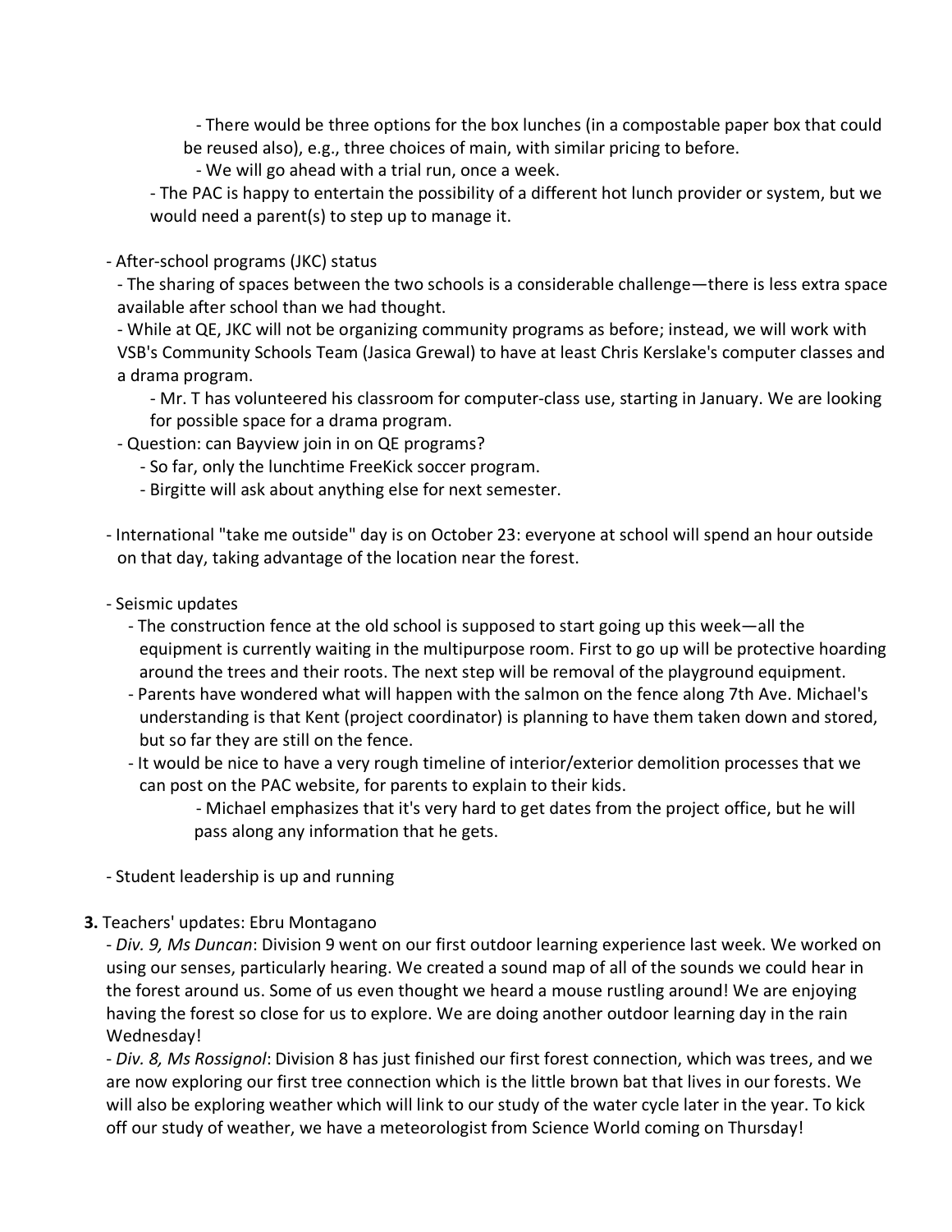- There would be three options for the box lunches (in a compostable paper box that could be reused also), e.g., three choices of main, with similar pricing to before.
    - We will go ahead with a trial run, once a week.
  - The PAC is happy to entertain the possibility of a different hot lunch provider or system, but we would need a parent(s) to step up to manage it.

- After-school programs (JKC) status
  - The sharing of spaces between the two schools is a considerable challenge—there is less extra space available after school than we had thought.
  - While at QE, JKC will not be organizing community programs as before; instead, we will work with VSB's Community Schools Team (Jasica Grewal) to have at least Chris Kerslake's computer classes and a drama program.
    - Mr. T has volunteered his classroom for computer-class use, starting in January. We are looking for possible space for a drama program.
  - Question: can Bayview join in on QE programs?
    - So far, only the lunchtime FreeKick soccer program.
    - Birgitte will ask about anything else for next semester.

- International "take me outside" day is on October 23: everyone at school will spend an hour outside on that day, taking advantage of the location near the forest.

- Seismic updates
  - The construction fence at the old school is supposed to start going up this week—all the equipment is currently waiting in the multipurpose room. First to go up will be protective hoarding around the trees and their roots. The next step will be removal of the playground equipment.
  - Parents have wondered what will happen with the salmon on the fence along 7th Ave. Michael's understanding is that Kent (project coordinator) is planning to have them taken down and stored, but so far they are still on the fence.
  - It would be nice to have a very rough timeline of interior/exterior demolition processes that we can post on the PAC website, for parents to explain to their kids.
    - Michael emphasizes that it's very hard to get dates from the project office, but he will pass along any information that he gets.

- Student leadership is up and running

**3.** Teachers' updates: Ebru Montagano

- *Div. 9, Ms Duncan*: Division 9 went on our first outdoor learning experience last week. We worked on using our senses, particularly hearing. We created a sound map of all of the sounds we could hear in the forest around us. Some of us even thought we heard a mouse rustling around! We are enjoying having the forest so close for us to explore. We are doing another outdoor learning day in the rain Wednesday!
- *Div. 8, Ms Rossignol*: Division 8 has just finished our first forest connection, which was trees, and we are now exploring our first tree connection which is the little brown bat that lives in our forests. We will also be exploring weather which will link to our study of the water cycle later in the year. To kick off our study of weather, we have a meteorologist from Science World coming on Thursday!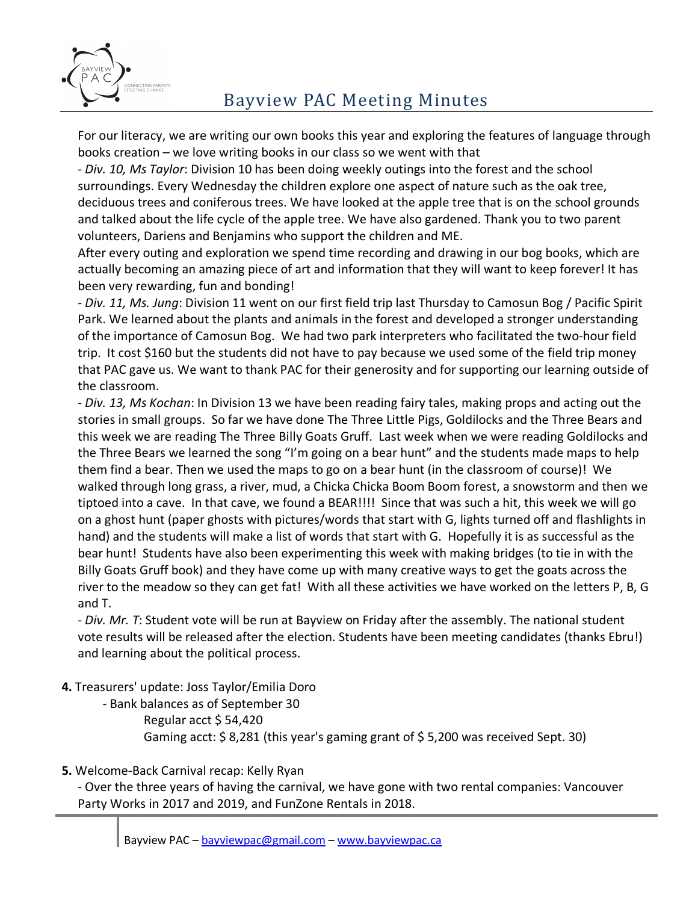For our literacy, we are writing our own books this year and exploring the features of language through books creation – we love writing books in our class so we went with that

- *Div. 10, Ms Taylor*: Division 10 has been doing weekly outings into the forest and the school surroundings. Every Wednesday the children explore one aspect of nature such as the oak tree, deciduous trees and coniferous trees. We have looked at the apple tree that is on the school grounds and talked about the life cycle of the apple tree. We have also gardened. Thank you to two parent volunteers, Dariens and Benjamins who support the children and ME.
After every outing and exploration we spend time recording and drawing in our bog books, which are actually becoming an amazing piece of art and information that they will want to keep forever! It has been very rewarding, fun and bonding!
- *Div. 11, Ms. Jung*: Division 11 went on our first field trip last Thursday to Camosun Bog / Pacific Spirit Park. We learned about the plants and animals in the forest and developed a stronger understanding of the importance of Camosun Bog. We had two park interpreters who facilitated the two-hour field trip. It cost $160 but the students did not have to pay because we used some of the field trip money that PAC gave us. We want to thank PAC for their generosity and for supporting our learning outside of the classroom.
- *Div. 13, Ms Kochan*: In Division 13 we have been reading fairy tales, making props and acting out the stories in small groups. So far we have done The Three Little Pigs, Goldilocks and the Three Bears and this week we are reading The Three Billy Goats Gruff. Last week when we were reading Goldilocks and the Three Bears we learned the song "I'm going on a bear hunt" and the students made maps to help them find a bear. Then we used the maps to go on a bear hunt (in the classroom of course)! We walked through long grass, a river, mud, a Chicka Chicka Boom Boom forest, a snowstorm and then we tiptoed into a cave. In that cave, we found a BEAR!!!! Since that was such a hit, this week we will go on a ghost hunt (paper ghosts with pictures/words that start with G, lights turned off and flashlights in hand) and the students will make a list of words that start with G. Hopefully it is as successful as the bear hunt! Students have also been experimenting this week with making bridges (to tie in with the Billy Goats Gruff book) and they have come up with many creative ways to get the goats across the river to the meadow so they can get fat! With all these activities we have worked on the letters P, B, G and T.
- *Div. Mr. T*: Student vote will be run at Bayview on Friday after the assembly. The national student vote results will be released after the election. Students have been meeting candidates (thanks Ebru!) and learning about the political process.

**4.** Treasurers' update: Joss Taylor/Emilia Doro

- Bank balances as of September 30
  - Regular acct $ 54,420
  - Gaming acct: $ 8,281 (this year's gaming grant of $ 5,200 was received Sept. 30)

**5.** Welcome-Back Carnival recap: Kelly Ryan

- Over the three years of having the carnival, we have gone with two rental companies: Vancouver Party Works in 2017 and 2019, and FunZone Rentals in 2018.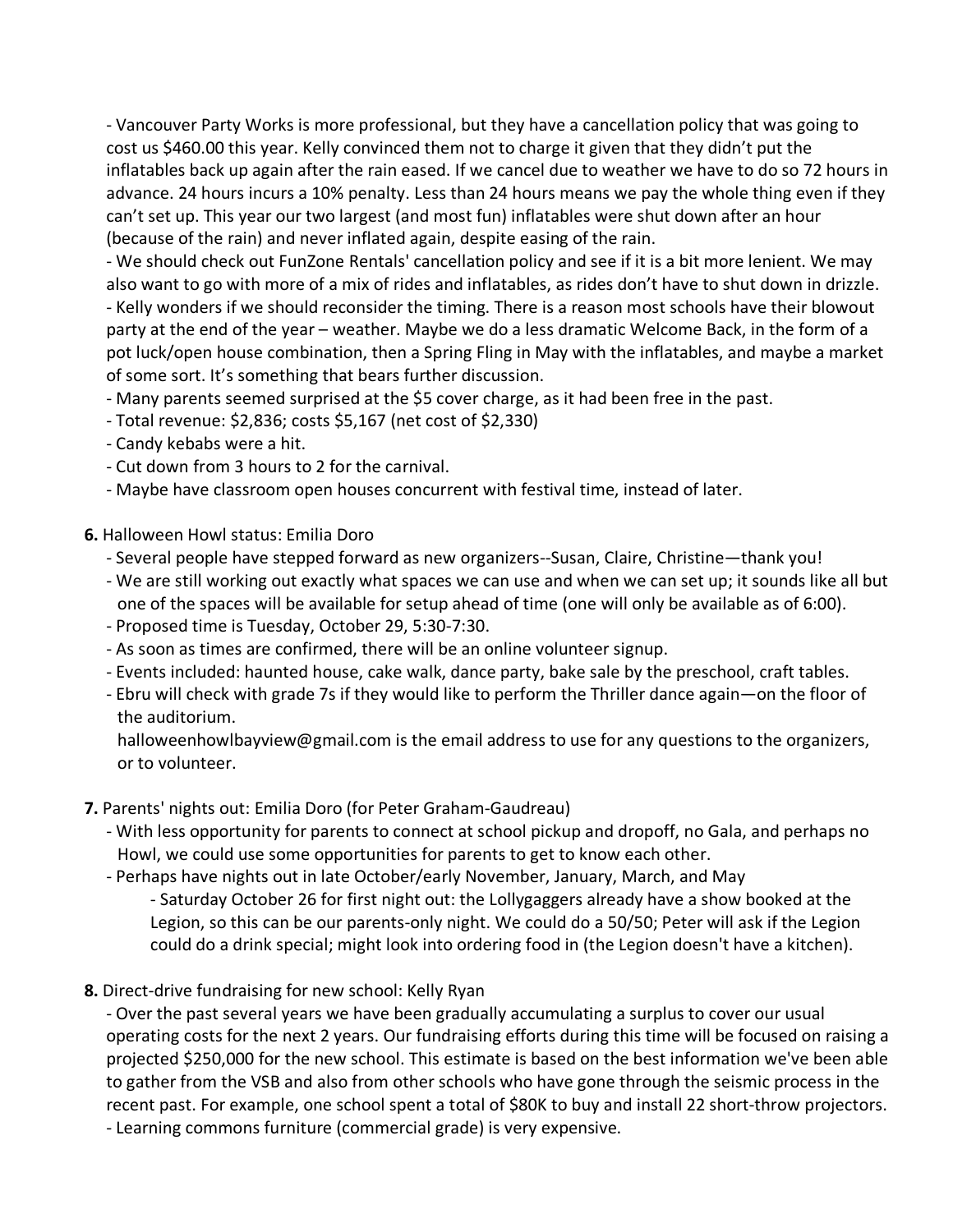- Vancouver Party Works is more professional, but they have a cancellation policy that was going to cost us $460.00 this year. Kelly convinced them not to charge it given that they didn't put the inflatables back up again after the rain eased. If we cancel due to weather we have to do so 72 hours in advance. 24 hours incurs a 10% penalty. Less than 24 hours means we pay the whole thing even if they can't set up. This year our two largest (and most fun) inflatables were shut down after an hour (because of the rain) and never inflated again, despite easing of the rain.
- We should check out FunZone Rentals' cancellation policy and see if it is a bit more lenient. We may also want to go with more of a mix of rides and inflatables, as rides don't have to shut down in drizzle.
- Kelly wonders if we should reconsider the timing. There is a reason most schools have their blowout party at the end of the year – weather. Maybe we do a less dramatic Welcome Back, in the form of a pot luck/open house combination, then a Spring Fling in May with the inflatables, and maybe a market of some sort. It's something that bears further discussion.
- Many parents seemed surprised at the $5 cover charge, as it had been free in the past.
- Total revenue: $2,836; costs $5,167 (net cost of $2,330)
- Candy kebabs were a hit.
- Cut down from 3 hours to 2 for the carnival.
- Maybe have classroom open houses concurrent with festival time, instead of later.

**6.** Halloween Howl status: Emilia Doro

- Several people have stepped forward as new organizers--Susan, Claire, Christine—thank you!
- We are still working out exactly what spaces we can use and when we can set up; it sounds like all but one of the spaces will be available for setup ahead of time (one will only be available as of 6:00).
- Proposed time is Tuesday, October 29, 5:30-7:30.
- As soon as times are confirmed, there will be an online volunteer signup.
- Events included: haunted house, cake walk, dance party, bake sale by the preschool, craft tables.
- Ebru will check with grade 7s if they would like to perform the Thriller dance again—on the floor of the auditorium.

  halloweenhowlbayview@gmail.com is the email address to use for any questions to the organizers, or to volunteer.

**7.** Parents' nights out: Emilia Doro (for Peter Graham-Gaudreau)

- With less opportunity for parents to connect at school pickup and dropoff, no Gala, and perhaps no Howl, we could use some opportunities for parents to get to know each other.
- Perhaps have nights out in late October/early November, January, March, and May
  - Saturday October 26 for first night out: the Lollygaggers already have a show booked at the Legion, so this can be our parents-only night. We could do a 50/50; Peter will ask if the Legion could do a drink special; might look into ordering food in (the Legion doesn't have a kitchen).

**8.** Direct-drive fundraising for new school: Kelly Ryan

- Over the past several years we have been gradually accumulating a surplus to cover our usual operating costs for the next 2 years. Our fundraising efforts during this time will be focused on raising a projected $250,000 for the new school. This estimate is based on the best information we've been able to gather from the VSB and also from other schools who have gone through the seismic process in the recent past. For example, one school spent a total of $80K to buy and install 22 short-throw projectors.
- Learning commons furniture (commercial grade) is very expensive.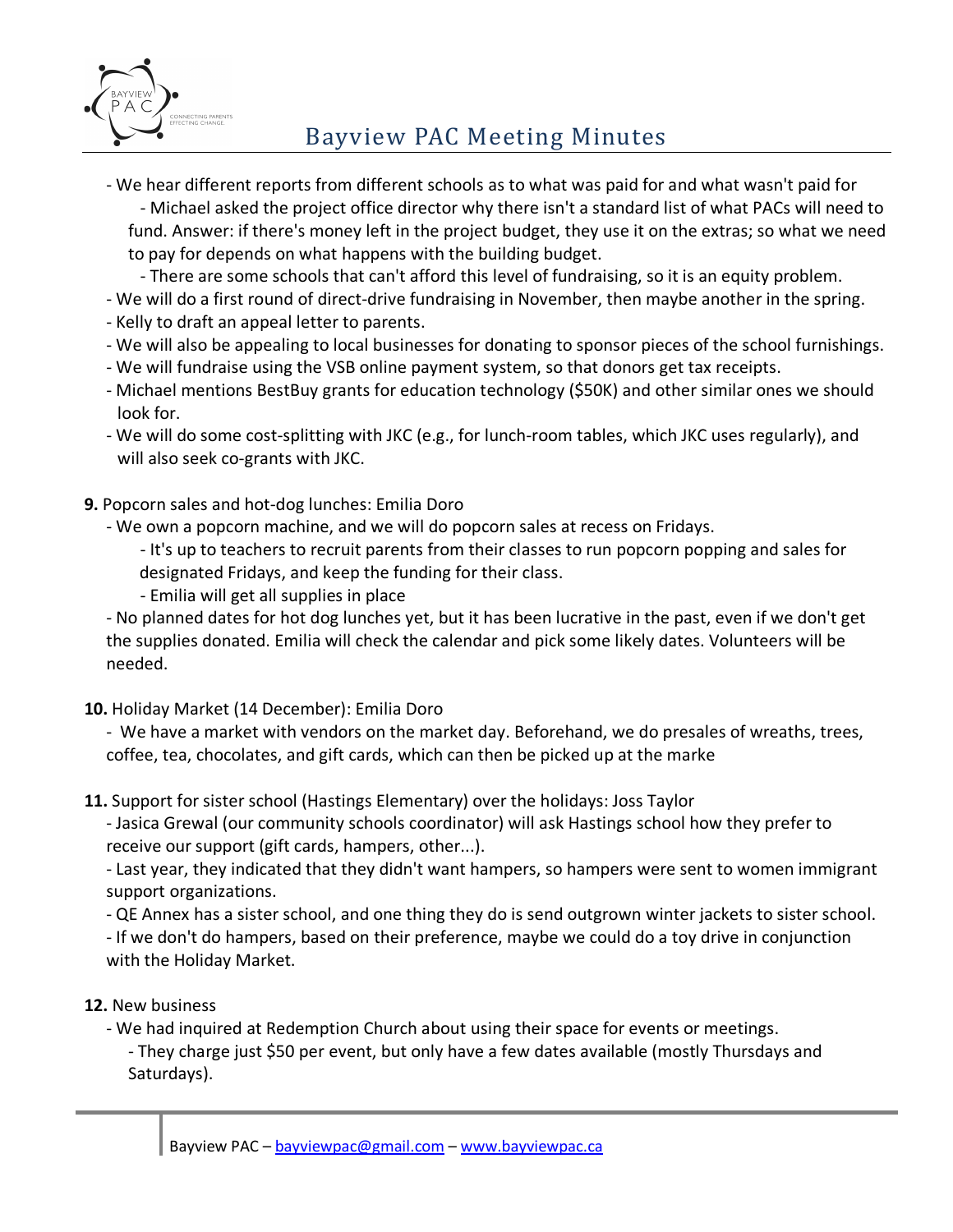- We hear different reports from different schools as to what was paid for and what wasn't paid for
  - Michael asked the project office director why there isn't a standard list of what PACs will need to fund. Answer: if there's money left in the project budget, they use it on the extras; so what we need to pay for depends on what happens with the building budget.
  - There are some schools that can't afford this level of fundraising, so it is an equity problem.
- We will do a first round of direct-drive fundraising in November, then maybe another in the spring.
- Kelly to draft an appeal letter to parents.
- We will also be appealing to local businesses for donating to sponsor pieces of the school furnishings.
- We will fundraise using the VSB online payment system, so that donors get tax receipts.
- Michael mentions BestBuy grants for education technology ($50K) and other similar ones we should look for.
- We will do some cost-splitting with JKC (e.g., for lunch-room tables, which JKC uses regularly), and will also seek co-grants with JKC.

**9.** Popcorn sales and hot-dog lunches: Emilia Doro

- We own a popcorn machine, and we will do popcorn sales at recess on Fridays.
  - It's up to teachers to recruit parents from their classes to run popcorn popping and sales for designated Fridays, and keep the funding for their class.
  - Emilia will get all supplies in place
- No planned dates for hot dog lunches yet, but it has been lucrative in the past, even if we don't get the supplies donated. Emilia will check the calendar and pick some likely dates. Volunteers will be needed.

**10.** Holiday Market (14 December): Emilia Doro

- We have a market with vendors on the market day. Beforehand, we do presales of wreaths, trees, coffee, tea, chocolates, and gift cards, which can then be picked up at the marke

**11.** Support for sister school (Hastings Elementary) over the holidays: Joss Taylor

- Jasica Grewal (our community schools coordinator) will ask Hastings school how they prefer to receive our support (gift cards, hampers, other...).
- Last year, they indicated that they didn't want hampers, so hampers were sent to women immigrant support organizations.
- QE Annex has a sister school, and one thing they do is send outgrown winter jackets to sister school.
- If we don't do hampers, based on their preference, maybe we could do a toy drive in conjunction with the Holiday Market.

**12.** New business

- We had inquired at Redemption Church about using their space for events or meetings.
  - They charge just $50 per event, but only have a few dates available (mostly Thursdays and Saturdays).